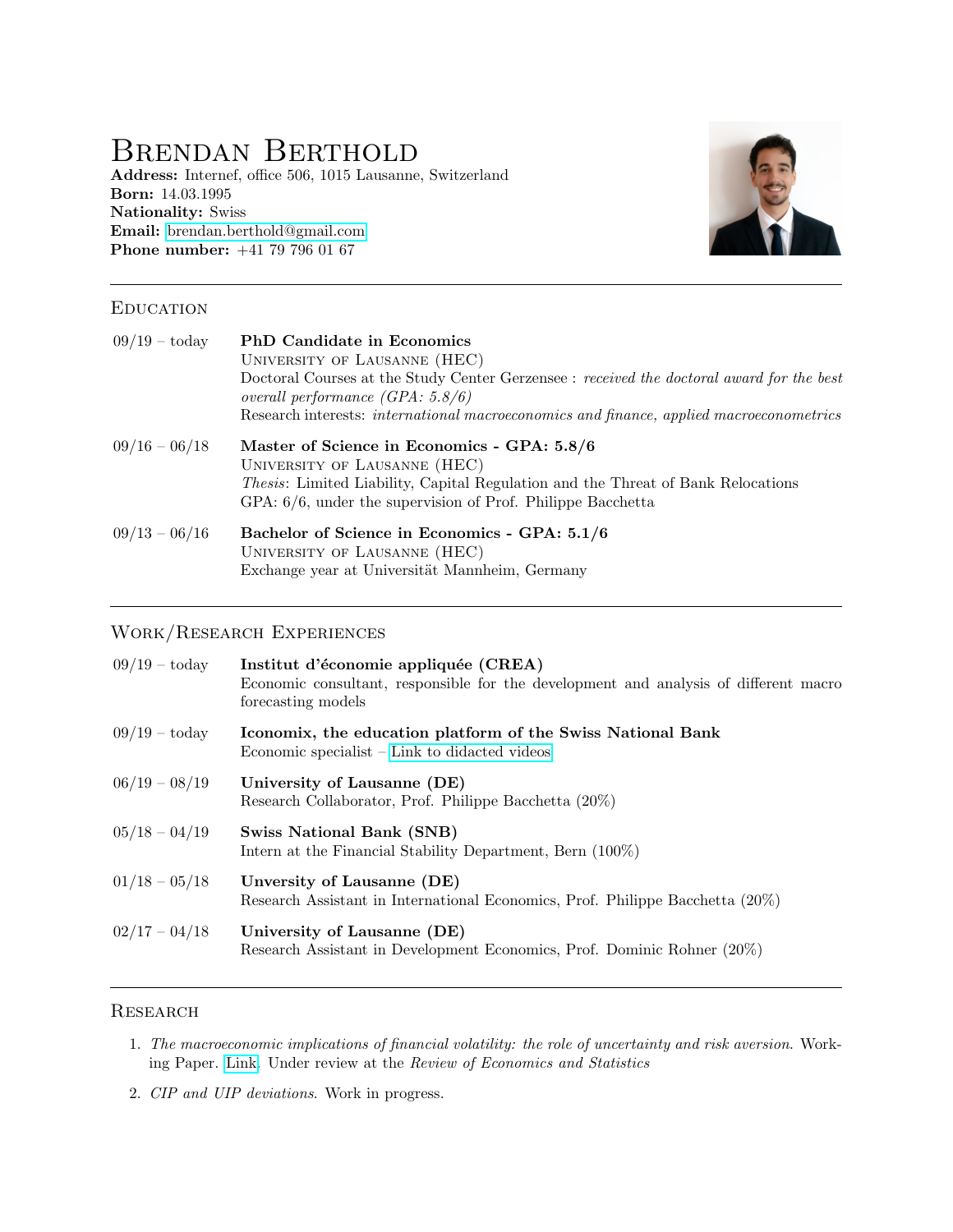# Brendan Berthold

**Address:** Internef, office 506, 1015 Lausanne, Switzerland
**Born:** 14.03.1995
**Nationality:** Swiss
**Email:** brendan.berthold@gmail.com
**Phone number:** +41 79 796 01 67

## Education

**09/19 – today** — **PhD Candidate in Economics**
University of Lausanne (HEC)
Doctoral Courses at the Study Center Gerzensee : *received the doctoral award for the best overall performance (GPA: 5.8/6)*
Research interests: *international macroeconomics and finance, applied macroeconometrics*

**09/16 – 06/18** — **Master of Science in Economics - GPA: 5.8/6**
University of Lausanne (HEC)
*Thesis*: Limited Liability, Capital Regulation and the Threat of Bank Relocations
GPA: 6/6, under the supervision of Prof. Philippe Bacchetta

**09/13 – 06/16** — **Bachelor of Science in Economics - GPA: 5.1/6**
University of Lausanne (HEC)
Exchange year at Universität Mannheim, Germany

## Work/Research Experiences

**09/19 – today** — **Institut d'économie appliquée (CREA)**
Economic consultant, responsible for the development and analysis of different macro forecasting models

**09/19 – today** — **Iconomix, the education platform of the Swiss National Bank**
Economic specialist – Link to didacted videos

**06/19 – 08/19** — **University of Lausanne (DE)**
Research Collaborator, Prof. Philippe Bacchetta (20%)

**05/18 – 04/19** — **Swiss National Bank (SNB)**
Intern at the Financial Stability Department, Bern (100%)

**01/18 – 05/18** — **Unversity of Lausanne (DE)**
Research Assistant in International Economics, Prof. Philippe Bacchetta (20%)

**02/17 – 04/18** — **University of Lausanne (DE)**
Research Assistant in Development Economics, Prof. Dominic Rohner (20%)

## Research

1. *The macroeconomic implications of financial volatility: the role of uncertainty and risk aversion*. Working Paper. Link. Under review at the *Review of Economics and Statistics*
2. *CIP and UIP deviations*. Work in progress.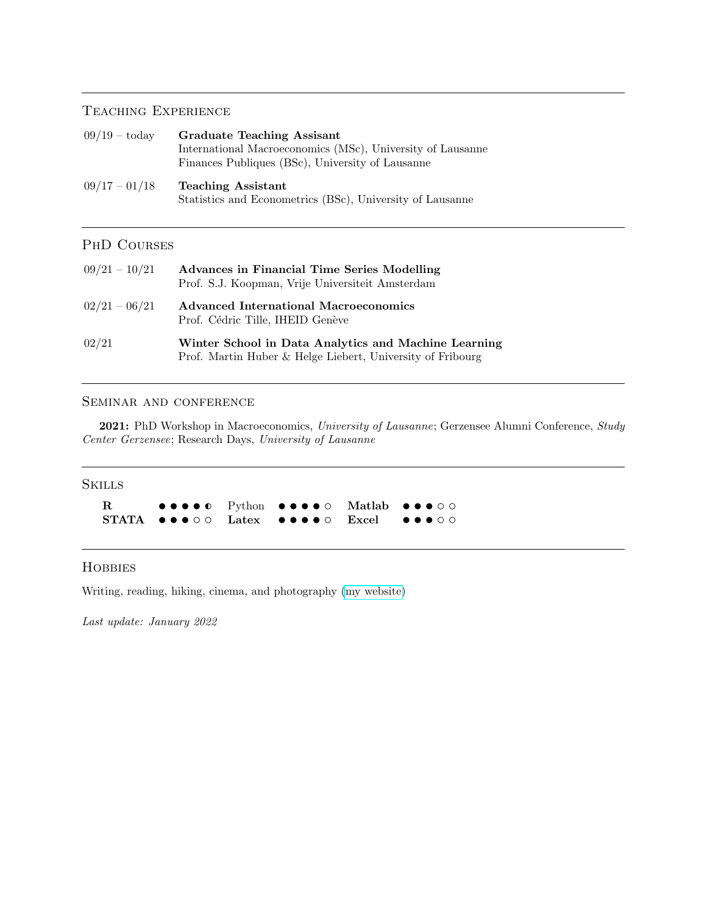## Teaching Experience

| | |
|---|---|
| 09/19 – today | **Graduate Teaching Assisant**<br>International Macroeconomics (MSc), University of Lausanne<br>Finances Publiques (BSc), University of Lausanne |
| 09/17 – 01/18 | **Teaching Assistant**<br>Statistics and Econometrics (BSc), University of Lausanne |

## PhD Courses

| | |
|---|---|
| 09/21 – 10/21 | **Advances in Financial Time Series Modelling**<br>Prof. S.J. Koopman, Vrije Universiteit Amsterdam |
| 02/21 – 06/21 | **Advanced International Macroeconomics**<br>Prof. Cédric Tille, IHEID Genève |
| 02/21 | **Winter School in Data Analytics and Machine Learning**<br>Prof. Martin Huber & Helge Liebert, University of Fribourg |

## Seminar and conference

**2021:** PhD Workshop in Macroeconomics, *University of Lausanne*; Gerzensee Alumni Conference, *Study Center Gerzensee*; Research Days, *University of Lausanne*

## Skills

| | | | | | |
|---|---|---|---|---|---|
| **R** | ●●●●◐ | Python | ●●●●○ | **Matlab** | ●●●○○ |
| **STATA** | ●●●○○ | **Latex** | ●●●●○ | **Excel** | ●●●○○ |

## Hobbies

Writing, reading, hiking, cinema, and photography (my website)

*Last update: January 2022*